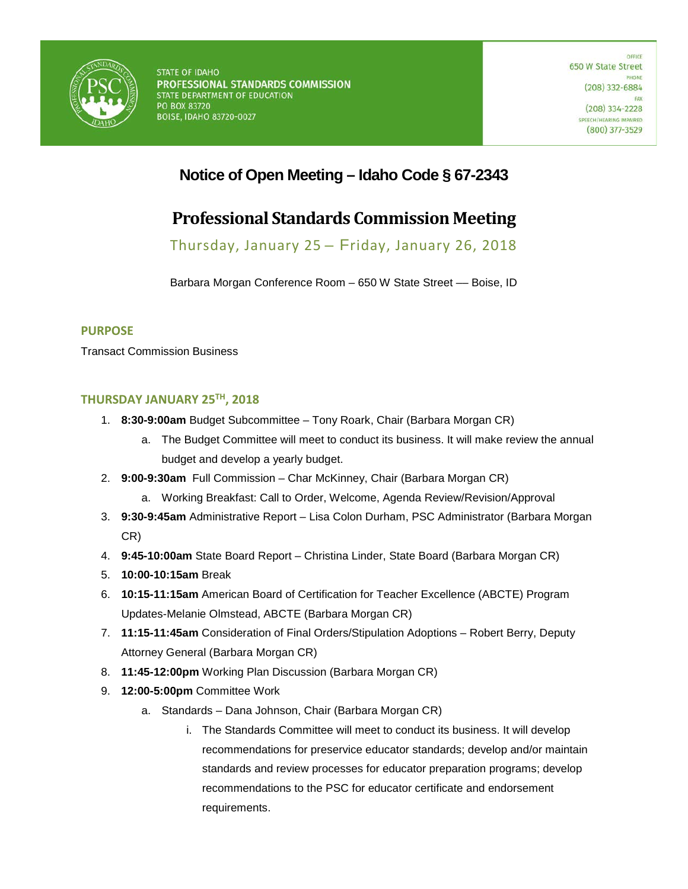STATE OF IDAHO
**PROFESSIONAL STANDARDS COMMISSION**
STATE DEPARTMENT OF EDUCATION
PO BOX 83720
BOISE, IDAHO 83720-0027

OFFICE
650 W State Street
PHONE
(208) 332-6884
FAX
(208) 334-2228
SPEECH/HEARING IMPAIRED
(800) 377-3529

# Notice of Open Meeting – Idaho Code § 67-2343

# Professional Standards Commission Meeting

Thursday, January 25 – Friday, January 26, 2018

Barbara Morgan Conference Room – 650 W State Street — Boise, ID

## PURPOSE

Transact Commission Business

## THURSDAY JANUARY 25TH, 2018

1. **8:30-9:00am** Budget Subcommittee – Tony Roark, Chair (Barbara Morgan CR)
   a. The Budget Committee will meet to conduct its business. It will make review the annual budget and develop a yearly budget.
2. **9:00-9:30am** Full Commission – Char McKinney, Chair (Barbara Morgan CR)
   a. Working Breakfast: Call to Order, Welcome, Agenda Review/Revision/Approval
3. **9:30-9:45am** Administrative Report – Lisa Colon Durham, PSC Administrator (Barbara Morgan CR)
4. **9:45-10:00am** State Board Report – Christina Linder, State Board (Barbara Morgan CR)
5. **10:00-10:15am** Break
6. **10:15-11:15am** American Board of Certification for Teacher Excellence (ABCTE) Program Updates-Melanie Olmstead, ABCTE (Barbara Morgan CR)
7. **11:15-11:45am** Consideration of Final Orders/Stipulation Adoptions – Robert Berry, Deputy Attorney General (Barbara Morgan CR)
8. **11:45-12:00pm** Working Plan Discussion (Barbara Morgan CR)
9. **12:00-5:00pm** Committee Work
   a. Standards – Dana Johnson, Chair (Barbara Morgan CR)
      i. The Standards Committee will meet to conduct its business. It will develop recommendations for preservice educator standards; develop and/or maintain standards and review processes for educator preparation programs; develop recommendations to the PSC for educator certificate and endorsement requirements.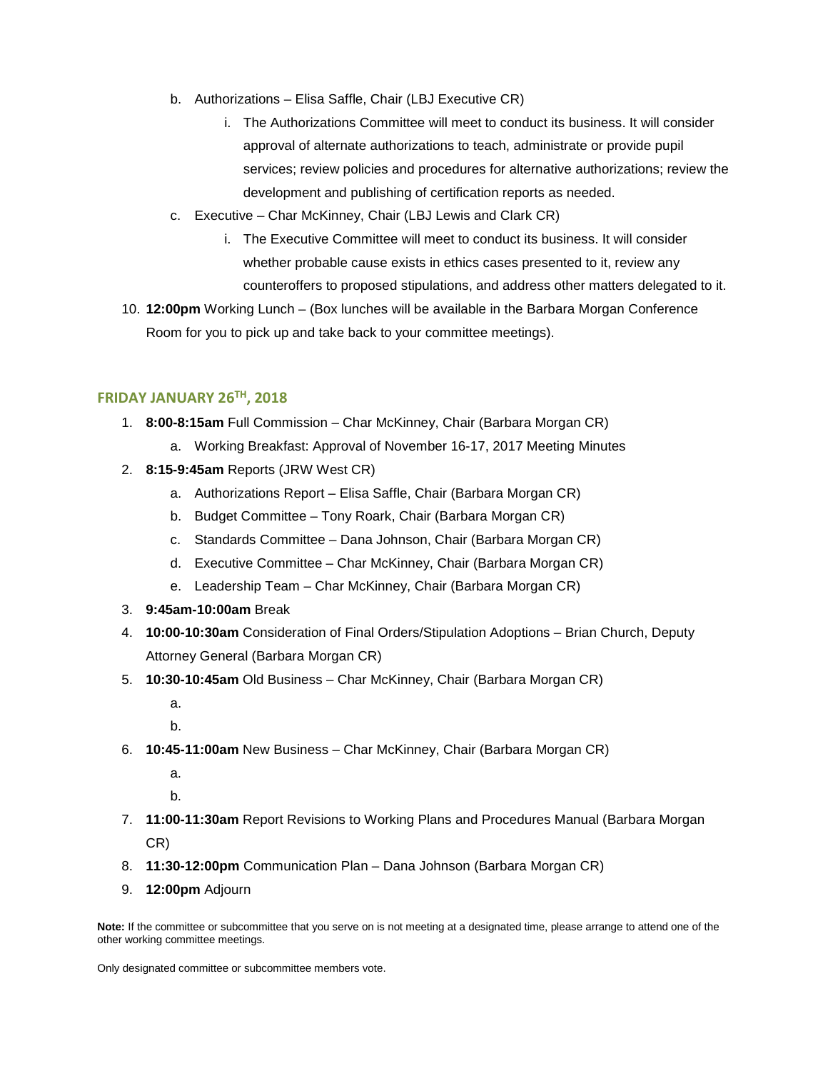b. Authorizations – Elisa Saffle, Chair (LBJ Executive CR)
    i. The Authorizations Committee will meet to conduct its business. It will consider approval of alternate authorizations to teach, administrate or provide pupil services; review policies and procedures for alternative authorizations; review the development and publishing of certification reports as needed.
c. Executive – Char McKinney, Chair (LBJ Lewis and Clark CR)
    i. The Executive Committee will meet to conduct its business. It will consider whether probable cause exists in ethics cases presented to it, review any counteroffers to proposed stipulations, and address other matters delegated to it.

10. **12:00pm** Working Lunch – (Box lunches will be available in the Barbara Morgan Conference Room for you to pick up and take back to your committee meetings).

## FRIDAY JANUARY 26TH, 2018

1. **8:00-8:15am** Full Commission – Char McKinney, Chair (Barbara Morgan CR)
    a. Working Breakfast: Approval of November 16-17, 2017 Meeting Minutes
2. **8:15-9:45am** Reports (JRW West CR)
    a. Authorizations Report – Elisa Saffle, Chair (Barbara Morgan CR)
    b. Budget Committee – Tony Roark, Chair (Barbara Morgan CR)
    c. Standards Committee – Dana Johnson, Chair (Barbara Morgan CR)
    d. Executive Committee – Char McKinney, Chair (Barbara Morgan CR)
    e. Leadership Team – Char McKinney, Chair (Barbara Morgan CR)
3. **9:45am-10:00am** Break
4. **10:00-10:30am** Consideration of Final Orders/Stipulation Adoptions – Brian Church, Deputy Attorney General (Barbara Morgan CR)
5. **10:30-10:45am** Old Business – Char McKinney, Chair (Barbara Morgan CR)
    a.
    b.
6. **10:45-11:00am** New Business – Char McKinney, Chair (Barbara Morgan CR)
    a.
    b.
7. **11:00-11:30am** Report Revisions to Working Plans and Procedures Manual (Barbara Morgan CR)
8. **11:30-12:00pm** Communication Plan – Dana Johnson (Barbara Morgan CR)
9. **12:00pm** Adjourn

**Note:** If the committee or subcommittee that you serve on is not meeting at a designated time, please arrange to attend one of the other working committee meetings.

Only designated committee or subcommittee members vote.